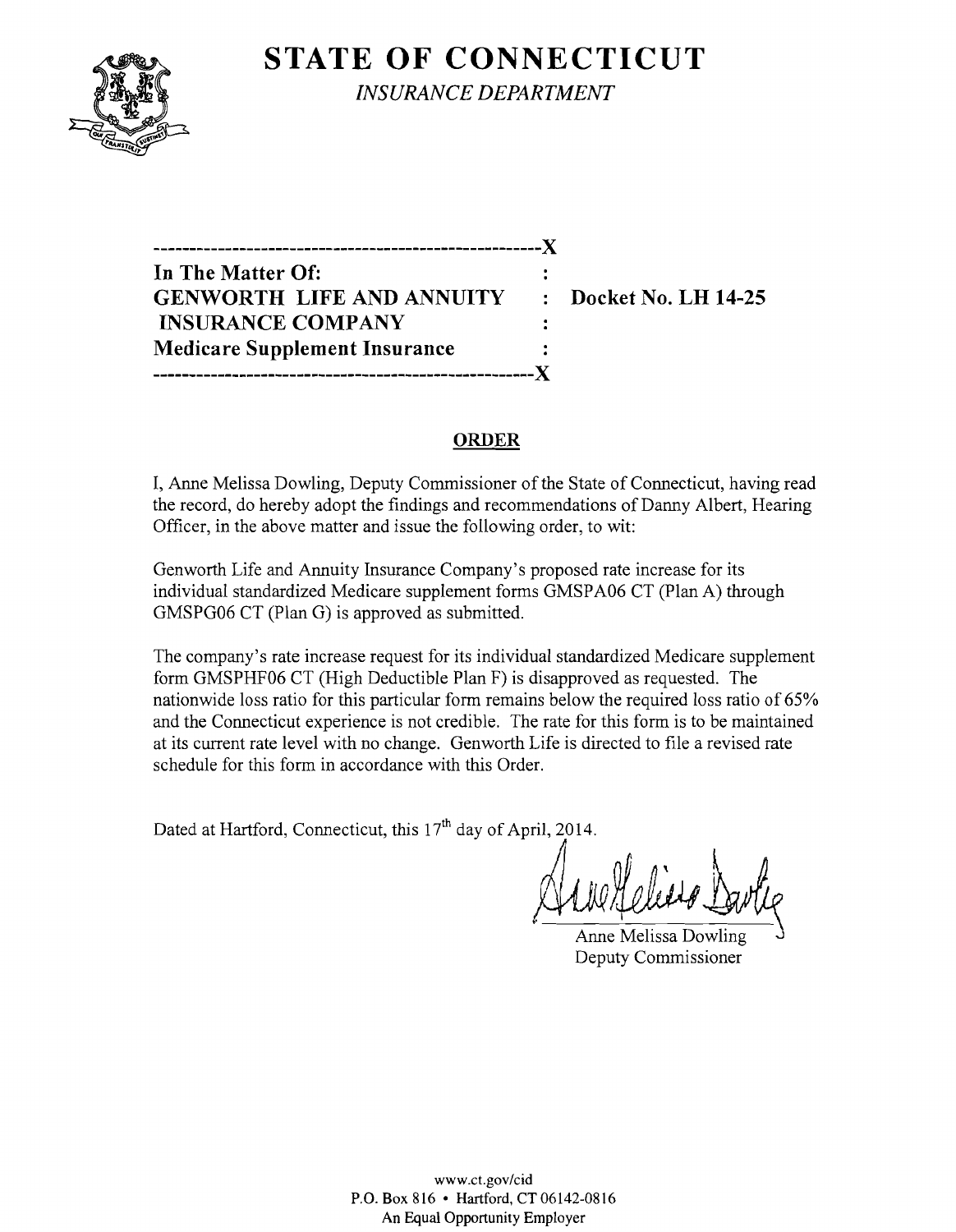# STATE OF CONNECTICUT

*INSURANCE DEPARTMENT*

| | | |
|---|---|---|
| **In The Matter Of:** | : | |
| **GENWORTH LIFE AND ANNUITY** | : | **Docket No. LH 14-25** |
| **INSURANCE COMPANY** | : | |
| **Medicare Supplement Insurance** | : | |

## ORDER

I, Anne Melissa Dowling, Deputy Commissioner of the State of Connecticut, having read the record, do hereby adopt the findings and recommendations of Danny Albert, Hearing Officer, in the above matter and issue the following order, to wit:

Genworth Life and Annuity Insurance Company's proposed rate increase for its individual standardized Medicare supplement forms GMSPA06 CT (Plan A) through GMSPG06 CT (Plan G) is approved as submitted.

The company's rate increase request for its individual standardized Medicare supplement form GMSPHF06 CT (High Deductible Plan F) is disapproved as requested. The nationwide loss ratio for this particular form remains below the required loss ratio of 65% and the Connecticut experience is not credible. The rate for this form is to be maintained at its current rate level with no change. Genworth Life is directed to file a revised rate schedule for this form in accordance with this Order.

Dated at Hartford, Connecticut, this 17th day of April, 2014.

Anne Melissa Dowling
Deputy Commissioner

www.ct.gov/cid
P.O. Box 816 • Hartford, CT 06142-0816
An Equal Opportunity Employer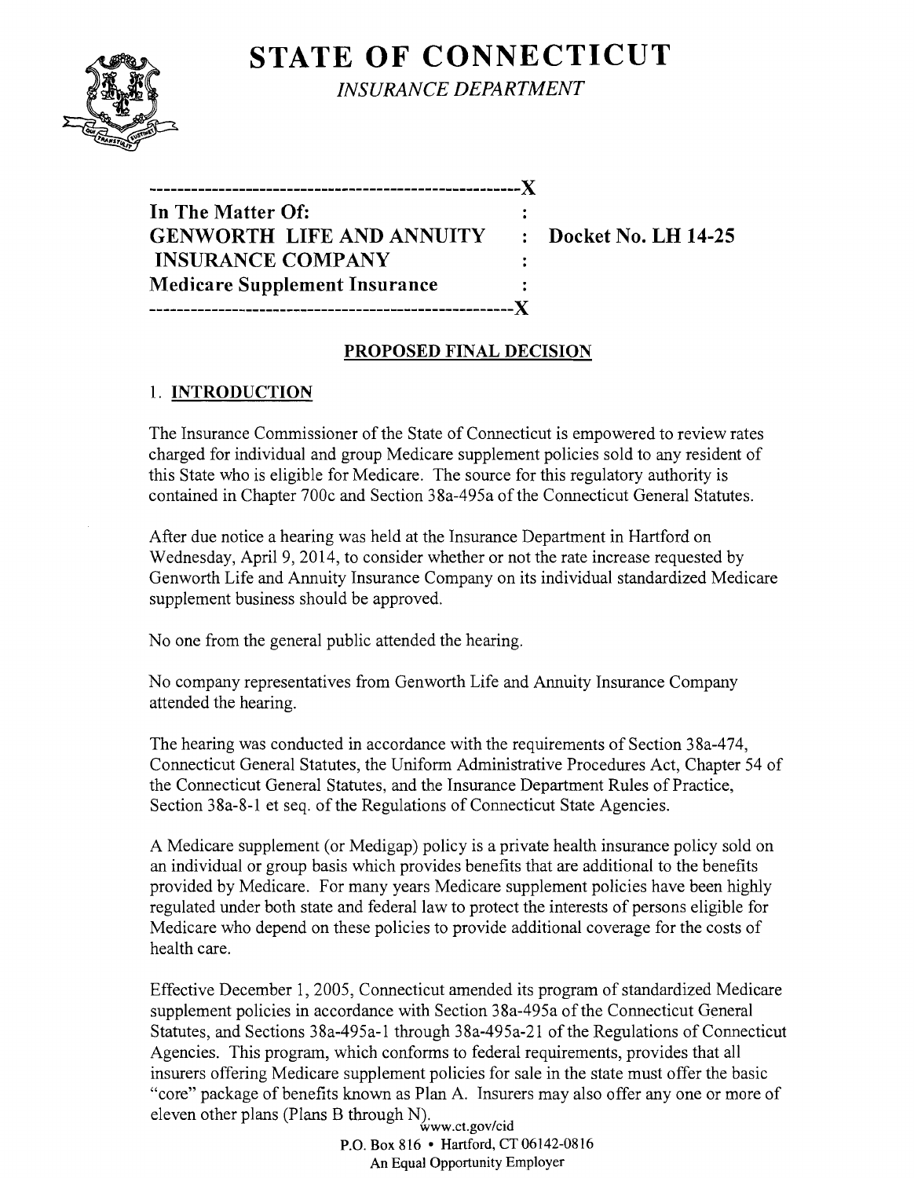# STATE OF CONNECTICUT

*INSURANCE DEPARTMENT*

```
----------------------------------------------------X
In The Matter Of:                                   :
GENWORTH LIFE AND ANNUITY                           :   Docket No. LH 14-25
 INSURANCE COMPANY                                  :
Medicare Supplement Insurance                       :
----------------------------------------------------X
```

## PROPOSED FINAL DECISION

### 1. INTRODUCTION

The Insurance Commissioner of the State of Connecticut is empowered to review rates charged for individual and group Medicare supplement policies sold to any resident of this State who is eligible for Medicare. The source for this regulatory authority is contained in Chapter 700c and Section 38a-495a of the Connecticut General Statutes.

After due notice a hearing was held at the Insurance Department in Hartford on Wednesday, April 9, 2014, to consider whether or not the rate increase requested by Genworth Life and Annuity Insurance Company on its individual standardized Medicare supplement business should be approved.

No one from the general public attended the hearing.

No company representatives from Genworth Life and Annuity Insurance Company attended the hearing.

The hearing was conducted in accordance with the requirements of Section 38a-474, Connecticut General Statutes, the Uniform Administrative Procedures Act, Chapter 54 of the Connecticut General Statutes, and the Insurance Department Rules of Practice, Section 38a-8-1 et seq. of the Regulations of Connecticut State Agencies.

A Medicare supplement (or Medigap) policy is a private health insurance policy sold on an individual or group basis which provides benefits that are additional to the benefits provided by Medicare. For many years Medicare supplement policies have been highly regulated under both state and federal law to protect the interests of persons eligible for Medicare who depend on these policies to provide additional coverage for the costs of health care.

Effective December 1, 2005, Connecticut amended its program of standardized Medicare supplement policies in accordance with Section 38a-495a of the Connecticut General Statutes, and Sections 38a-495a-1 through 38a-495a-21 of the Regulations of Connecticut Agencies. This program, which conforms to federal requirements, provides that all insurers offering Medicare supplement policies for sale in the state must offer the basic "core" package of benefits known as Plan A. Insurers may also offer any one or more of eleven other plans (Plans B through N).

www.ct.gov/cid
P.O. Box 816 • Hartford, CT 06142-0816
An Equal Opportunity Employer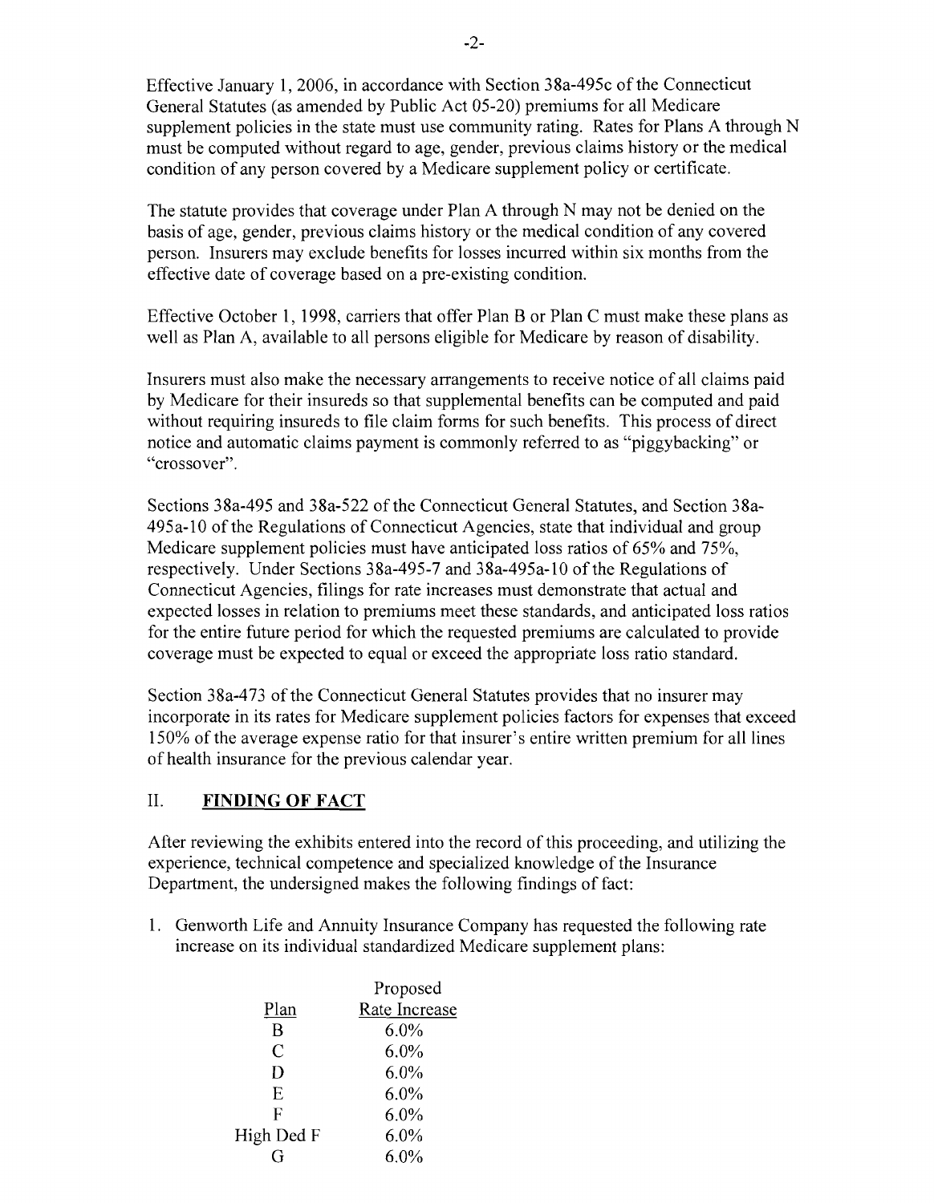Effective January 1, 2006, in accordance with Section 38a-495c of the Connecticut General Statutes (as amended by Public Act 05-20) premiums for all Medicare supplement policies in the state must use community rating. Rates for Plans A through N must be computed without regard to age, gender, previous claims history or the medical condition of any person covered by a Medicare supplement policy or certificate.

The statute provides that coverage under Plan A through N may not be denied on the basis of age, gender, previous claims history or the medical condition of any covered person. Insurers may exclude benefits for losses incurred within six months from the effective date of coverage based on a pre-existing condition.

Effective October 1, 1998, carriers that offer Plan B or Plan C must make these plans as well as Plan A, available to all persons eligible for Medicare by reason of disability.

Insurers must also make the necessary arrangements to receive notice of all claims paid by Medicare for their insureds so that supplemental benefits can be computed and paid without requiring insureds to file claim forms for such benefits. This process of direct notice and automatic claims payment is commonly referred to as "piggybacking" or "crossover".

Sections 38a-495 and 38a-522 of the Connecticut General Statutes, and Section 38a-495a-10 of the Regulations of Connecticut Agencies, state that individual and group Medicare supplement policies must have anticipated loss ratios of 65% and 75%, respectively. Under Sections 38a-495-7 and 38a-495a-10 of the Regulations of Connecticut Agencies, filings for rate increases must demonstrate that actual and expected losses in relation to premiums meet these standards, and anticipated loss ratios for the entire future period for which the requested premiums are calculated to provide coverage must be expected to equal or exceed the appropriate loss ratio standard.

Section 38a-473 of the Connecticut General Statutes provides that no insurer may incorporate in its rates for Medicare supplement policies factors for expenses that exceed 150% of the average expense ratio for that insurer's entire written premium for all lines of health insurance for the previous calendar year.

## II. **FINDING OF FACT**

After reviewing the exhibits entered into the record of this proceeding, and utilizing the experience, technical competence and specialized knowledge of the Insurance Department, the undersigned makes the following findings of fact:

1. Genworth Life and Annuity Insurance Company has requested the following rate increase on its individual standardized Medicare supplement plans:

| Plan | Proposed Rate Increase |
|---|---|
| B | 6.0% |
| C | 6.0% |
| D | 6.0% |
| E | 6.0% |
| F | 6.0% |
| High Ded F | 6.0% |
| G | 6.0% |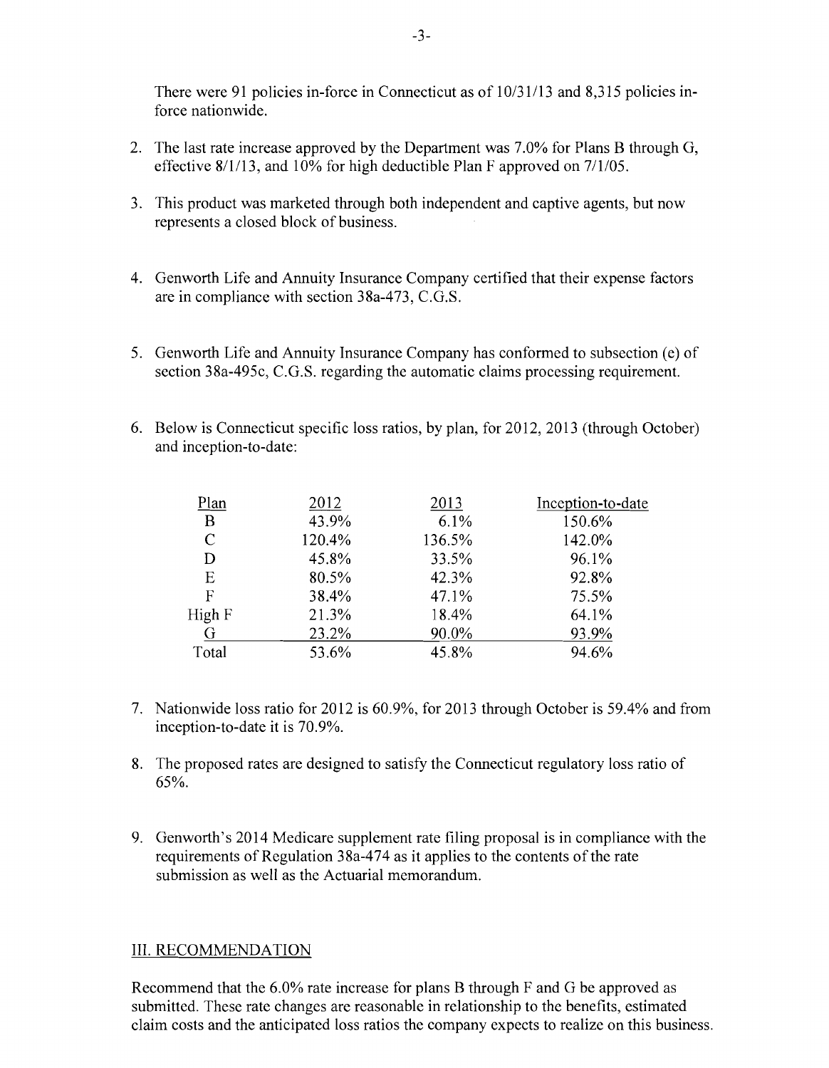There were 91 policies in-force in Connecticut as of 10/31/13 and 8,315 policies in-force nationwide.

2. The last rate increase approved by the Department was 7.0% for Plans B through G, effective 8/1/13, and 10% for high deductible Plan F approved on 7/1/05.

3. This product was marketed through both independent and captive agents, but now represents a closed block of business.

4. Genworth Life and Annuity Insurance Company certified that their expense factors are in compliance with section 38a-473, C.G.S.

5. Genworth Life and Annuity Insurance Company has conformed to subsection (e) of section 38a-495c, C.G.S. regarding the automatic claims processing requirement.

6. Below is Connecticut specific loss ratios, by plan, for 2012, 2013 (through October) and inception-to-date:

| Plan | 2012 | 2013 | Inception-to-date |
|---|---|---|---|
| B | 43.9% | 6.1% | 150.6% |
| C | 120.4% | 136.5% | 142.0% |
| D | 45.8% | 33.5% | 96.1% |
| E | 80.5% | 42.3% | 92.8% |
| F | 38.4% | 47.1% | 75.5% |
| High F | 21.3% | 18.4% | 64.1% |
| G | 23.2% | 90.0% | 93.9% |
| Total | 53.6% | 45.8% | 94.6% |

7. Nationwide loss ratio for 2012 is 60.9%, for 2013 through October is 59.4% and from inception-to-date it is 70.9%.

8. The proposed rates are designed to satisfy the Connecticut regulatory loss ratio of 65%.

9. Genworth's 2014 Medicare supplement rate filing proposal is in compliance with the requirements of Regulation 38a-474 as it applies to the contents of the rate submission as well as the Actuarial memorandum.

## III. RECOMMENDATION

Recommend that the 6.0% rate increase for plans B through F and G be approved as submitted. These rate changes are reasonable in relationship to the benefits, estimated claim costs and the anticipated loss ratios the company expects to realize on this business.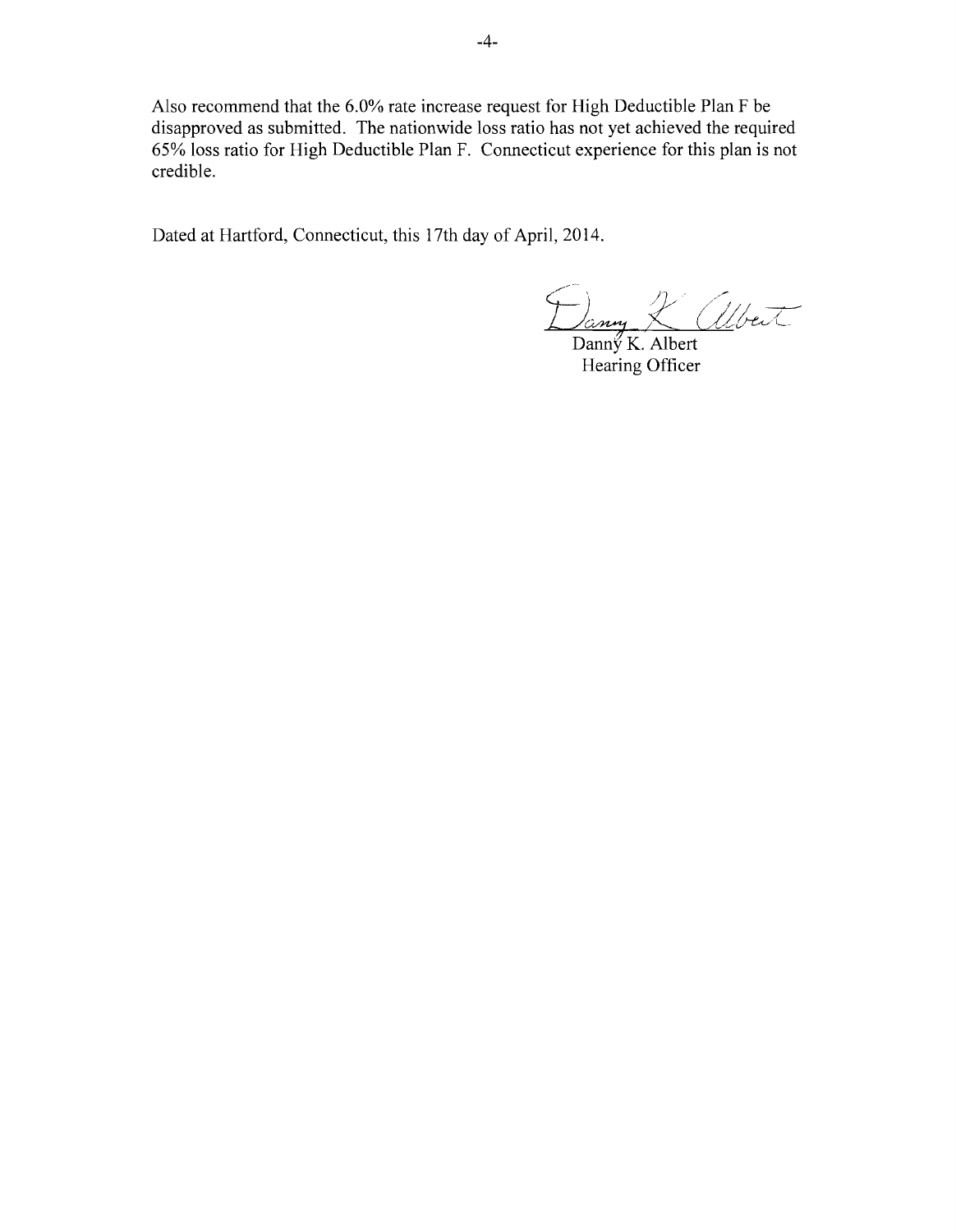Also recommend that the 6.0% rate increase request for High Deductible Plan F be disapproved as submitted. The nationwide loss ratio has not yet achieved the required 65% loss ratio for High Deductible Plan F. Connecticut experience for this plan is not credible.

Dated at Hartford, Connecticut, this 17th day of April, 2014.

Danny K. Albert
Hearing Officer